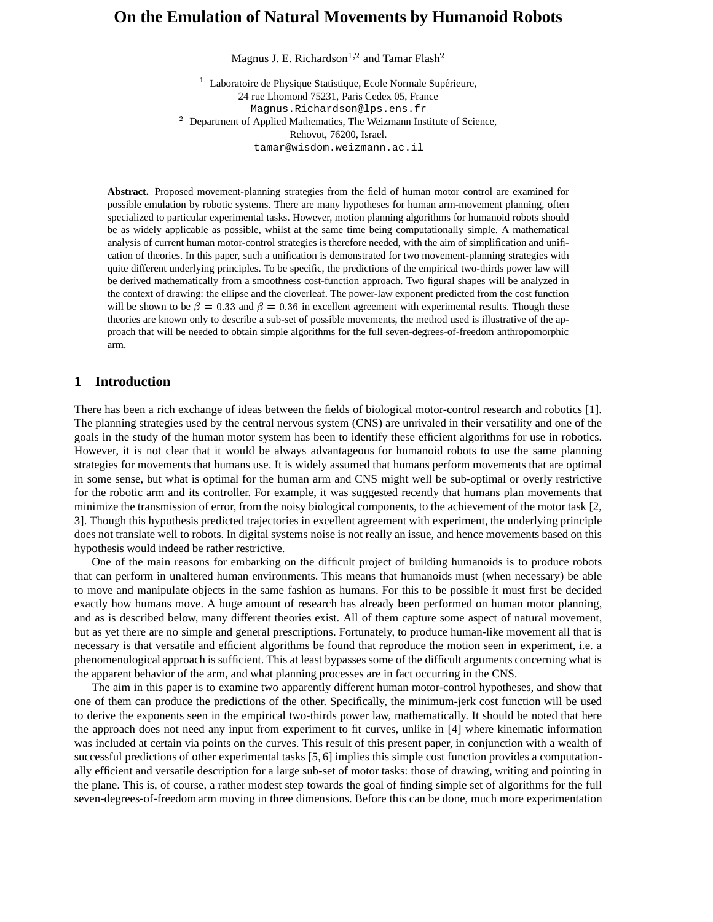# On the Emulation of Natural Movements by Humanoid Robots

Magnus J. E. Richardson[1,2] and Tamar Flash[2]

[1] Laboratoire de Physique Statistique, Ecole Normale Supérieure,
24 rue Lhomond 75231, Paris Cedex 05, France
Magnus.Richardson@lps.ens.fr

[2] Department of Applied Mathematics, The Weizmann Institute of Science,
Rehovot, 76200, Israel.
tamar@wisdom.weizmann.ac.il

**Abstract.** Proposed movement-planning strategies from the field of human motor control are examined for possible emulation by robotic systems. There are many hypotheses for human arm-movement planning, often specialized to particular experimental tasks. However, motion planning algorithms for humanoid robots should be as widely applicable as possible, whilst at the same time being computationally simple. A mathematical analysis of current human motor-control strategies is therefore needed, with the aim of simplification and unification of theories. In this paper, such a unification is demonstrated for two movement-planning strategies with quite different underlying principles. To be specific, the predictions of the empirical two-thirds power law will be derived mathematically from a smoothness cost-function approach. Two figural shapes will be analyzed in the context of drawing: the ellipse and the cloverleaf. The power-law exponent predicted from the cost function will be shown to be $\beta = 0.33$ and $\beta = 0.36$ in excellent agreement with experimental results. Though these theories are known only to describe a sub-set of possible movements, the method used is illustrative of the approach that will be needed to obtain simple algorithms for the full seven-degrees-of-freedom anthropomorphic arm.

## 1 Introduction

There has been a rich exchange of ideas between the fields of biological motor-control research and robotics [1]. The planning strategies used by the central nervous system (CNS) are unrivaled in their versatility and one of the goals in the study of the human motor system has been to identify these efficient algorithms for use in robotics. However, it is not clear that it would be always advantageous for humanoid robots to use the same planning strategies for movements that humans use. It is widely assumed that humans perform movements that are optimal in some sense, but what is optimal for the human arm and CNS might well be sub-optimal or overly restrictive for the robotic arm and its controller. For example, it was suggested recently that humans plan movements that minimize the transmission of error, from the noisy biological components, to the achievement of the motor task [2, 3]. Though this hypothesis predicted trajectories in excellent agreement with experiment, the underlying principle does not translate well to robots. In digital systems noise is not really an issue, and hence movements based on this hypothesis would indeed be rather restrictive.

One of the main reasons for embarking on the difficult project of building humanoids is to produce robots that can perform in unaltered human environments. This means that humanoids must (when necessary) be able to move and manipulate objects in the same fashion as humans. For this to be possible it must first be decided exactly how humans move. A huge amount of research has already been performed on human motor planning, and as is described below, many different theories exist. All of them capture some aspect of natural movement, but as yet there are no simple and general prescriptions. Fortunately, to produce human-like movement all that is necessary is that versatile and efficient algorithms be found that reproduce the motion seen in experiment, i.e. a phenomenological approach is sufficient. This at least bypasses some of the difficult arguments concerning what is the apparent behavior of the arm, and what planning processes are in fact occurring in the CNS.

The aim in this paper is to examine two apparently different human motor-control hypotheses, and show that one of them can produce the predictions of the other. Specifically, the minimum-jerk cost function will be used to derive the exponents seen in the empirical two-thirds power law, mathematically. It should be noted that here the approach does not need any input from experiment to fit curves, unlike in [4] where kinematic information was included at certain via points on the curves. This result of this present paper, in conjunction with a wealth of successful predictions of other experimental tasks [5, 6] implies this simple cost function provides a computationally efficient and versatile description for a large sub-set of motor tasks: those of drawing, writing and pointing in the plane. This is, of course, a rather modest step towards the goal of finding simple set of algorithms for the full seven-degrees-of-freedom arm moving in three dimensions. Before this can be done, much more experimentation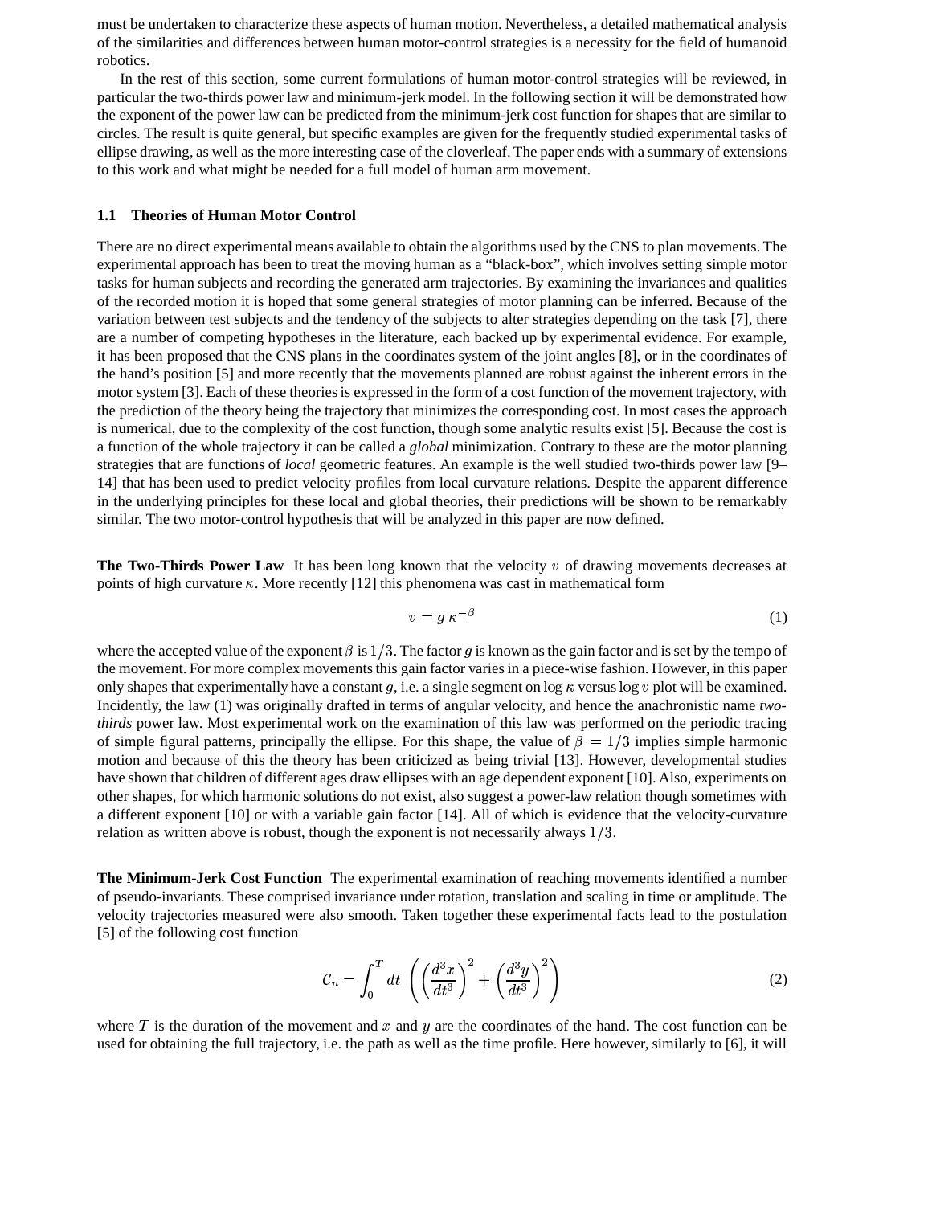must be undertaken to characterize these aspects of human motion. Nevertheless, a detailed mathematical analysis of the similarities and differences between human motor-control strategies is a necessity for the field of humanoid robotics.

In the rest of this section, some current formulations of human motor-control strategies will be reviewed, in particular the two-thirds power law and minimum-jerk model. In the following section it will be demonstrated how the exponent of the power law can be predicted from the minimum-jerk cost function for shapes that are similar to circles. The result is quite general, but specific examples are given for the frequently studied experimental tasks of ellipse drawing, as well as the more interesting case of the cloverleaf. The paper ends with a summary of extensions to this work and what might be needed for a full model of human arm movement.

### 1.1 Theories of Human Motor Control

There are no direct experimental means available to obtain the algorithms used by the CNS to plan movements. The experimental approach has been to treat the moving human as a "black-box", which involves setting simple motor tasks for human subjects and recording the generated arm trajectories. By examining the invariances and qualities of the recorded motion it is hoped that some general strategies of motor planning can be inferred. Because of the variation between test subjects and the tendency of the subjects to alter strategies depending on the task [7], there are a number of competing hypotheses in the literature, each backed up by experimental evidence. For example, it has been proposed that the CNS plans in the coordinates system of the joint angles [8], or in the coordinates of the hand's position [5] and more recently that the movements planned are robust against the inherent errors in the motor system [3]. Each of these theories is expressed in the form of a cost function of the movement trajectory, with the prediction of the theory being the trajectory that minimizes the corresponding cost. In most cases the approach is numerical, due to the complexity of the cost function, though some analytic results exist [5]. Because the cost is a function of the whole trajectory it can be called a *global* minimization. Contrary to these are the motor planning strategies that are functions of *local* geometric features. An example is the well studied two-thirds power law [9–14] that has been used to predict velocity profiles from local curvature relations. Despite the apparent difference in the underlying principles for these local and global theories, their predictions will be shown to be remarkably similar. The two motor-control hypothesis that will be analyzed in this paper are now defined.

**The Two-Thirds Power Law** It has been long known that the velocity $v$ of drawing movements decreases at points of high curvature $\kappa$. More recently [12] this phenomena was cast in mathematical form

$$v = g\,\kappa^{-\beta} \tag{1}$$

where the accepted value of the exponent $\beta$ is $1/3$. The factor $g$ is known as the gain factor and is set by the tempo of the movement. For more complex movements this gain factor varies in a piece-wise fashion. However, in this paper only shapes that experimentally have a constant $g$, i.e. a single segment on $\log \kappa$ versus $\log v$ plot will be examined. Incidently, the law (1) was originally drafted in terms of angular velocity, and hence the anachronistic name *two-thirds* power law. Most experimental work on the examination of this law was performed on the periodic tracing of simple figural patterns, principally the ellipse. For this shape, the value of $\beta = 1/3$ implies simple harmonic motion and because of this the theory has been criticized as being trivial [13]. However, developmental studies have shown that children of different ages draw ellipses with an age dependent exponent [10]. Also, experiments on other shapes, for which harmonic solutions do not exist, also suggest a power-law relation though sometimes with a different exponent [10] or with a variable gain factor [14]. All of which is evidence that the velocity-curvature relation as written above is robust, though the exponent is not necessarily always $1/3$.

**The Minimum-Jerk Cost Function** The experimental examination of reaching movements identified a number of pseudo-invariants. These comprised invariance under rotation, translation and scaling in time or amplitude. The velocity trajectories measured were also smooth. Taken together these experimental facts lead to the postulation [5] of the following cost function

$$\mathcal{C}_n = \int_0^T dt\ \left( \left(\frac{d^3x}{dt^3}\right)^2 + \left(\frac{d^3y}{dt^3}\right)^2 \right) \tag{2}$$

where $T$ is the duration of the movement and $x$ and $y$ are the coordinates of the hand. The cost function can be used for obtaining the full trajectory, i.e. the path as well as the time profile. Here however, similarly to [6], it will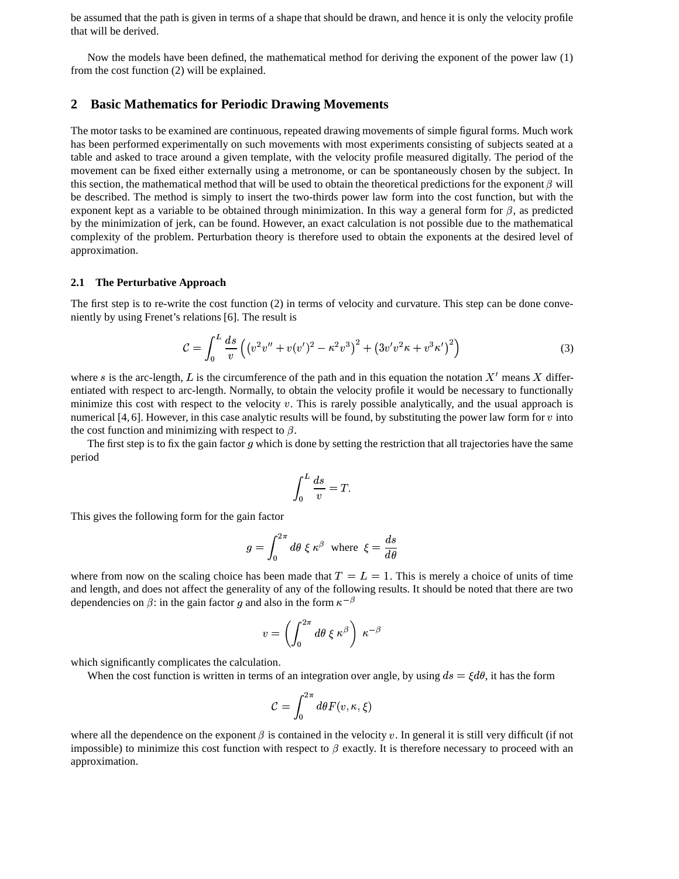be assumed that the path is given in terms of a shape that should be drawn, and hence it is only the velocity profile that will be derived.

Now the models have been defined, the mathematical method for deriving the exponent of the power law (1) from the cost function (2) will be explained.

## 2 Basic Mathematics for Periodic Drawing Movements

The motor tasks to be examined are continuous, repeated drawing movements of simple figural forms. Much work has been performed experimentally on such movements with most experiments consisting of subjects seated at a table and asked to trace around a given template, with the velocity profile measured digitally. The period of the movement can be fixed either externally using a metronome, or can be spontaneously chosen by the subject. In this section, the mathematical method that will be used to obtain the theoretical predictions for the exponent $\beta$ will be described. The method is simply to insert the two-thirds power law form into the cost function, but with the exponent kept as a variable to be obtained through minimization. In this way a general form for $\beta$, as predicted by the minimization of jerk, can be found. However, an exact calculation is not possible due to the mathematical complexity of the problem. Perturbation theory is therefore used to obtain the exponents at the desired level of approximation.

### 2.1 The Perturbative Approach

The first step is to re-write the cost function (2) in terms of velocity and curvature. This step can be done conveniently by using Frenet's relations [6]. The result is

$$\mathcal{C} = \int_0^L \frac{ds}{v} \left( \left(v^2 v'' + v(v')^2 - \kappa^2 v^3\right)^2 + \left(3v'v^2\kappa + v^3\kappa'\right)^2 \right) \tag{3}$$

where $s$ is the arc-length, $L$ is the circumference of the path and in this equation the notation $X'$ means $X$ differentiated with respect to arc-length. Normally, to obtain the velocity profile it would be necessary to functionally minimize this cost with respect to the velocity $v$. This is rarely possible analytically, and the usual approach is numerical [4, 6]. However, in this case analytic results will be found, by substituting the power law form for $v$ into the cost function and minimizing with respect to $\beta$.

The first step is to fix the gain factor $g$ which is done by setting the restriction that all trajectories have the same period

$$\int_0^L \frac{ds}{v} = T.$$

This gives the following form for the gain factor

$$g = \int_0^{2\pi} d\theta \; \xi \, \kappa^\beta \;\; \text{where} \;\; \xi = \frac{ds}{d\theta}$$

where from now on the scaling choice has been made that $T = L = 1$. This is merely a choice of units of time and length, and does not affect the generality of any of the following results. It should be noted that there are two dependencies on $\beta$: in the gain factor $g$ and also in the form $\kappa^{-\beta}$

$$v = \left( \int_0^{2\pi} d\theta \; \xi \, \kappa^\beta \right) \; \kappa^{-\beta}$$

which significantly complicates the calculation.

When the cost function is written in terms of an integration over angle, by using $ds = \xi d\theta$, it has the form

$$\mathcal{C} = \int_0^{2\pi} d\theta F(v, \kappa, \xi)$$

where all the dependence on the exponent $\beta$ is contained in the velocity $v$. In general it is still very difficult (if not impossible) to minimize this cost function with respect to $\beta$ exactly. It is therefore necessary to proceed with an approximation.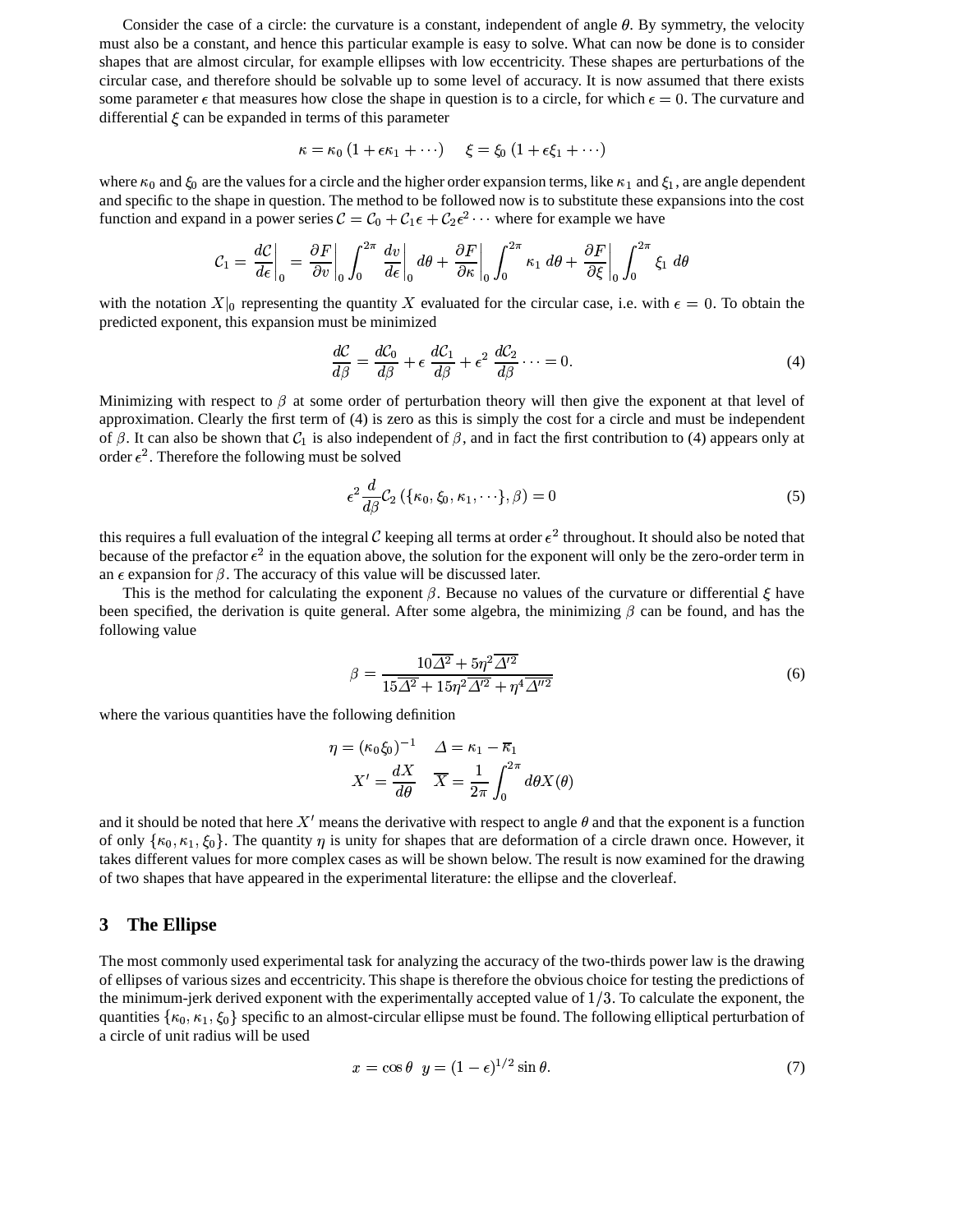Consider the case of a circle: the curvature is a constant, independent of angle $\theta$. By symmetry, the velocity must also be a constant, and hence this particular example is easy to solve. What can now be done is to consider shapes that are almost circular, for example ellipses with low eccentricity. These shapes are perturbations of the circular case, and therefore should be solvable up to some level of accuracy. It is now assumed that there exists some parameter $\epsilon$ that measures how close the shape in question is to a circle, for which $\epsilon = 0$. The curvature and differential $\xi$ can be expanded in terms of this parameter

$$\kappa = \kappa_0 \left(1 + \epsilon \kappa_1 + \cdots\right) \quad \xi = \xi_0 \left(1 + \epsilon \xi_1 + \cdots\right)$$

where $\kappa_0$ and $\xi_0$ are the values for a circle and the higher order expansion terms, like $\kappa_1$ and $\xi_1$, are angle dependent and specific to the shape in question. The method to be followed now is to substitute these expansions into the cost function and expand in a power series $\mathcal{C} = \mathcal{C}_0 + \mathcal{C}_1 \epsilon + \mathcal{C}_2 \epsilon^2 \cdots$ where for example we have

$$\mathcal{C}_1 = \left.\frac{d\mathcal{C}}{d\epsilon}\right|_0 = \left.\frac{\partial F}{\partial v}\right|_0 \int_0^{2\pi} \left.\frac{dv}{d\epsilon}\right|_0 d\theta + \left.\frac{\partial F}{\partial \kappa}\right|_0 \int_0^{2\pi} \kappa_1 \, d\theta + \left.\frac{\partial F}{\partial \xi}\right|_0 \int_0^{2\pi} \xi_1 \, d\theta$$

with the notation $X|_0$ representing the quantity $X$ evaluated for the circular case, i.e. with $\epsilon = 0$. To obtain the predicted exponent, this expansion must be minimized

$$\frac{d\mathcal{C}}{d\beta} = \frac{d\mathcal{C}_0}{d\beta} + \epsilon \, \frac{d\mathcal{C}_1}{d\beta} + \epsilon^2 \, \frac{d\mathcal{C}_2}{d\beta} \cdots = 0. \tag{4}$$

Minimizing with respect to $\beta$ at some order of perturbation theory will then give the exponent at that level of approximation. Clearly the first term of (4) is zero as this is simply the cost for a circle and must be independent of $\beta$. It can also be shown that $\mathcal{C}_1$ is also independent of $\beta$, and in fact the first contribution to (4) appears only at order $\epsilon^2$. Therefore the following must be solved

$$\epsilon^2 \frac{d}{d\beta} \mathcal{C}_2 \left(\{\kappa_0, \xi_0, \kappa_1, \cdots\}, \beta\right) = 0 \tag{5}$$

this requires a full evaluation of the integral $\mathcal{C}$ keeping all terms at order $\epsilon^2$ throughout. It should also be noted that because of the prefactor $\epsilon^2$ in the equation above, the solution for the exponent will only be the zero-order term in an $\epsilon$ expansion for $\beta$. The accuracy of this value will be discussed later.

This is the method for calculating the exponent $\beta$. Because no values of the curvature or differential $\xi$ have been specified, the derivation is quite general. After some algebra, the minimizing $\beta$ can be found, and has the following value

$$\beta = \frac{10\overline{\Delta^2} + 5\eta^2 \overline{\Delta'^2}}{15\overline{\Delta^2} + 15\eta^2 \overline{\Delta'^2} + \eta^4 \overline{\Delta''^2}} \tag{6}$$

where the various quantities have the following definition

$$\eta = (\kappa_0 \xi_0)^{-1} \quad \Delta = \kappa_1 - \overline{\kappa}_1$$
$$X' = \frac{dX}{d\theta} \quad \overline{X} = \frac{1}{2\pi} \int_0^{2\pi} d\theta X(\theta)$$

and it should be noted that here $X'$ means the derivative with respect to angle $\theta$ and that the exponent is a function of only $\{\kappa_0, \kappa_1, \xi_0\}$. The quantity $\eta$ is unity for shapes that are deformation of a circle drawn once. However, it takes different values for more complex cases as will be shown below. The result is now examined for the drawing of two shapes that have appeared in the experimental literature: the ellipse and the cloverleaf.

## 3 The Ellipse

The most commonly used experimental task for analyzing the accuracy of the two-thirds power law is the drawing of ellipses of various sizes and eccentricity. This shape is therefore the obvious choice for testing the predictions of the minimum-jerk derived exponent with the experimentally accepted value of $1/3$. To calculate the exponent, the quantities $\{\kappa_0, \kappa_1, \xi_0\}$ specific to an almost-circular ellipse must be found. The following elliptical perturbation of a circle of unit radius will be used

$$x = \cos\theta \;\; y = (1 - \epsilon)^{1/2} \sin\theta. \tag{7}$$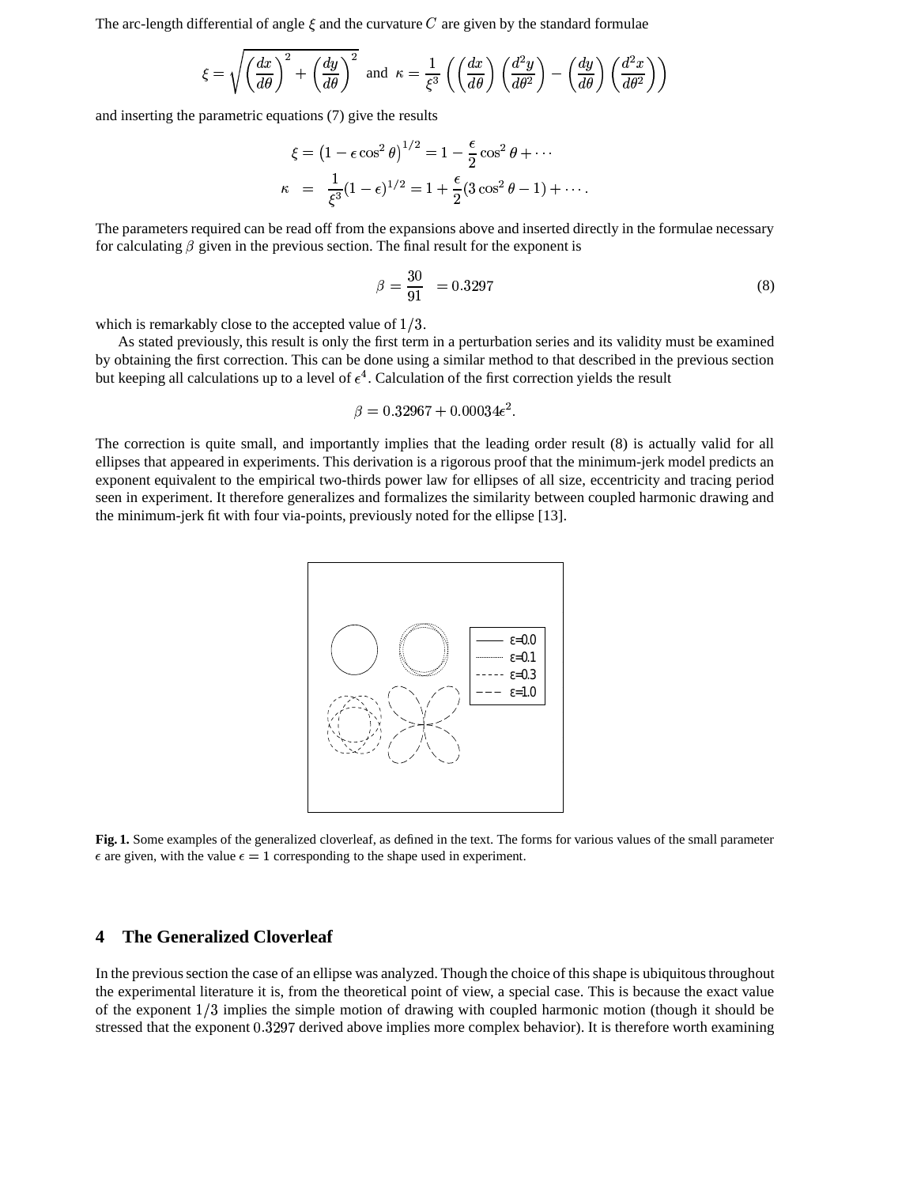The arc-length differential of angle $\xi$ and the curvature $C$ are given by the standard formulae

$$\xi = \sqrt{\left(\frac{dx}{d\theta}\right)^2 + \left(\frac{dy}{d\theta}\right)^2} \;\text{ and }\; \kappa = \frac{1}{\xi^3}\left(\left(\frac{dx}{d\theta}\right)\left(\frac{d^2y}{d\theta^2}\right) - \left(\frac{dy}{d\theta}\right)\left(\frac{d^2x}{d\theta^2}\right)\right)$$

and inserting the parametric equations (7) give the results

$$\xi = \left(1 - \epsilon\cos^2\theta\right)^{1/2} = 1 - \frac{\epsilon}{2}\cos^2\theta + \cdots$$
$$\kappa \;=\; \frac{1}{\xi^3}(1-\epsilon)^{1/2} = 1 + \frac{\epsilon}{2}(3\cos^2\theta - 1) + \cdots.$$

The parameters required can be read off from the expansions above and inserted directly in the formulae necessary for calculating $\beta$ given in the previous section. The final result for the exponent is

$$\beta = \frac{30}{91} \;\; = 0.3297 \tag{8}$$

which is remarkably close to the accepted value of $1/3$.

As stated previously, this result is only the first term in a perturbation series and its validity must be examined by obtaining the first correction. This can be done using a similar method to that described in the previous section but keeping all calculations up to a level of $\epsilon^4$. Calculation of the first correction yields the result

$$\beta = 0.32967 + 0.00034\epsilon^2.$$

The correction is quite small, and importantly implies that the leading order result (8) is actually valid for all ellipses that appeared in experiments. This derivation is a rigorous proof that the minimum-jerk model predicts an exponent equivalent to the empirical two-thirds power law for ellipses of all size, eccentricity and tracing period seen in experiment. It therefore generalizes and formalizes the similarity between coupled harmonic drawing and the minimum-jerk fit with four via-points, previously noted for the ellipse [13].

**Fig. 1.** Some examples of the generalized cloverleaf, as defined in the text. The forms for various values of the small parameter $\epsilon$ are given, with the value $\epsilon = 1$ corresponding to the shape used in experiment.

## 4 The Generalized Cloverleaf

In the previous section the case of an ellipse was analyzed. Though the choice of this shape is ubiquitous throughout the experimental literature it is, from the theoretical point of view, a special case. This is because the exact value of the exponent $1/3$ implies the simple motion of drawing with coupled harmonic motion (though it should be stressed that the exponent $0.3297$ derived above implies more complex behavior). It is therefore worth examining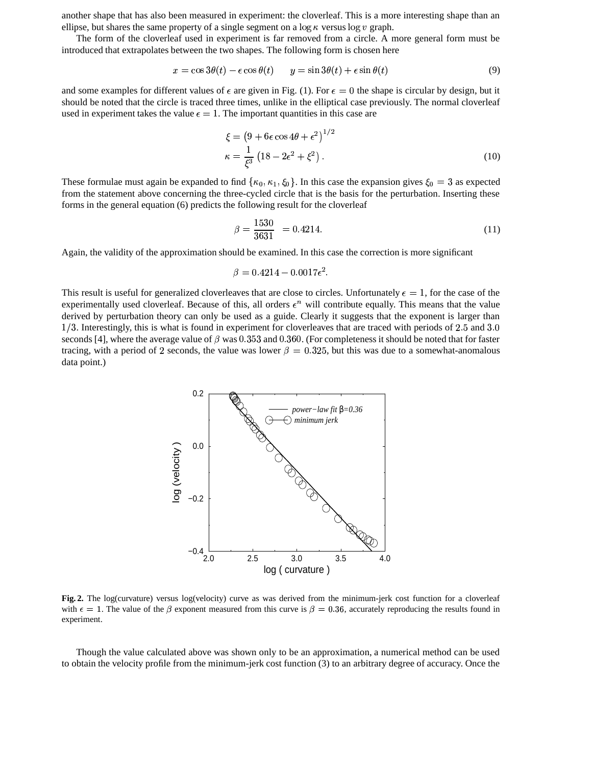another shape that has also been measured in experiment: the cloverleaf. This is a more interesting shape than an ellipse, but shares the same property of a single segment on a $\log \kappa$ versus $\log v$ graph.

The form of the cloverleaf used in experiment is far removed from a circle. A more general form must be introduced that extrapolates between the two shapes. The following form is chosen here

$$x = \cos 3\theta(t) - \epsilon \cos \theta(t) \qquad y = \sin 3\theta(t) + \epsilon \sin \theta(t) \tag{9}$$

and some examples for different values of $\epsilon$ are given in Fig. (1). For $\epsilon = 0$ the shape is circular by design, but it should be noted that the circle is traced three times, unlike in the elliptical case previously. The normal cloverleaf used in experiment takes the value $\epsilon = 1$. The important quantities in this case are

$$\xi = \left(9 + 6\epsilon \cos 4\theta + \epsilon^2\right)^{1/2}$$
$$\kappa = \frac{1}{\xi^3}\left(18 - 2\epsilon^2 + \xi^2\right). \tag{10}$$

These formulae must again be expanded to find $\{\kappa_0, \kappa_1, \xi_0\}$. In this case the expansion gives $\xi_0 = 3$ as expected from the statement above concerning the three-cycled circle that is the basis for the perturbation. Inserting these forms in the general equation (6) predicts the following result for the cloverleaf

$$\beta = \frac{1530}{3631} = 0.4214. \tag{11}$$

Again, the validity of the approximation should be examined. In this case the correction is more significant

$$\beta = 0.4214 - 0.0017\epsilon^2.$$

This result is useful for generalized cloverleaves that are close to circles. Unfortunately $\epsilon = 1$, for the case of the experimentally used cloverleaf. Because of this, all orders $\epsilon^n$ will contribute equally. This means that the value derived by perturbation theory can only be used as a guide. Clearly it suggests that the exponent is larger than $1/3$. Interestingly, this is what is found in experiment for cloverleaves that are traced with periods of $2.5$ and $3.0$ seconds [4], where the average value of $\beta$ was $0.353$ and $0.360$. (For completeness it should be noted that for faster tracing, with a period of $2$ seconds, the value was lower $\beta = 0.325$, but this was due to a somewhat-anomalous data point.)

**Fig. 2.** The log(curvature) versus log(velocity) curve as was derived from the minimum-jerk cost function for a cloverleaf with $\epsilon = 1$. The value of the $\beta$ exponent measured from this curve is $\beta = 0.36$, accurately reproducing the results found in experiment.

Though the value calculated above was shown only to be an approximation, a numerical method can be used to obtain the velocity profile from the minimum-jerk cost function (3) to an arbitrary degree of accuracy. Once the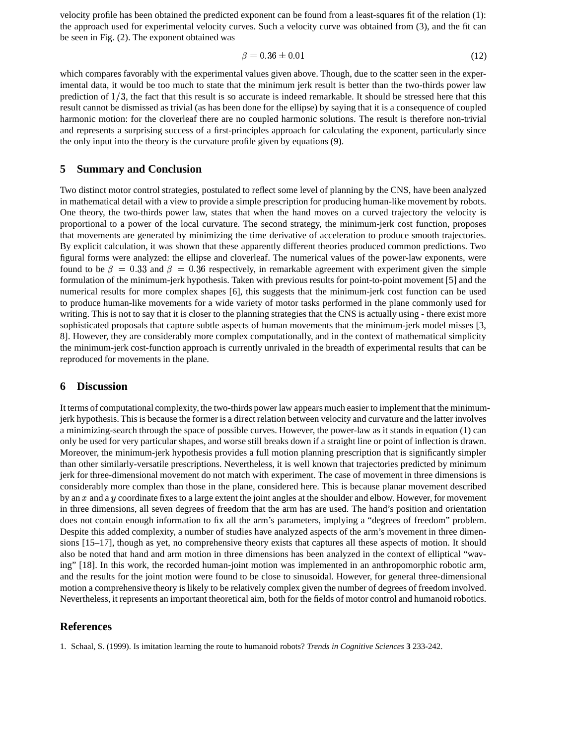velocity profile has been obtained the predicted exponent can be found from a least-squares fit of the relation (1): the approach used for experimental velocity curves. Such a velocity curve was obtained from (3), and the fit can be seen in Fig. (2). The exponent obtained was

$$\beta = 0.36 \pm 0.01 \tag{12}$$

which compares favorably with the experimental values given above. Though, due to the scatter seen in the experimental data, it would be too much to state that the minimum jerk result is better than the two-thirds power law prediction of $1/3$, the fact that this result is so accurate is indeed remarkable. It should be stressed here that this result cannot be dismissed as trivial (as has been done for the ellipse) by saying that it is a consequence of coupled harmonic motion: for the cloverleaf there are no coupled harmonic solutions. The result is therefore non-trivial and represents a surprising success of a first-principles approach for calculating the exponent, particularly since the only input into the theory is the curvature profile given by equations (9).

## 5 Summary and Conclusion

Two distinct motor control strategies, postulated to reflect some level of planning by the CNS, have been analyzed in mathematical detail with a view to provide a simple prescription for producing human-like movement by robots. One theory, the two-thirds power law, states that when the hand moves on a curved trajectory the velocity is proportional to a power of the local curvature. The second strategy, the minimum-jerk cost function, proposes that movements are generated by minimizing the time derivative of acceleration to produce smooth trajectories. By explicit calculation, it was shown that these apparently different theories produced common predictions. Two figural forms were analyzed: the ellipse and cloverleaf. The numerical values of the power-law exponents, were found to be $\beta = 0.33$ and $\beta = 0.36$ respectively, in remarkable agreement with experiment given the simple formulation of the minimum-jerk hypothesis. Taken with previous results for point-to-point movement [5] and the numerical results for more complex shapes [6], this suggests that the minimum-jerk cost function can be used to produce human-like movements for a wide variety of motor tasks performed in the plane commonly used for writing. This is not to say that it is closer to the planning strategies that the CNS is actually using - there exist more sophisticated proposals that capture subtle aspects of human movements that the minimum-jerk model misses [3, 8]. However, they are considerably more complex computationally, and in the context of mathematical simplicity the minimum-jerk cost-function approach is currently unrivaled in the breadth of experimental results that can be reproduced for movements in the plane.

## 6 Discussion

It terms of computational complexity, the two-thirds power law appears much easier to implement that the minimum-jerk hypothesis. This is because the former is a direct relation between velocity and curvature and the latter involves a minimizing-search through the space of possible curves. However, the power-law as it stands in equation (1) can only be used for very particular shapes, and worse still breaks down if a straight line or point of inflection is drawn. Moreover, the minimum-jerk hypothesis provides a full motion planning prescription that is significantly simpler than other similarly-versatile prescriptions. Nevertheless, it is well known that trajectories predicted by minimum jerk for three-dimensional movement do not match with experiment. The case of movement in three dimensions is considerably more complex than those in the plane, considered here. This is because planar movement described by an $x$ and a $y$ coordinate fixes to a large extent the joint angles at the shoulder and elbow. However, for movement in three dimensions, all seven degrees of freedom that the arm has are used. The hand's position and orientation does not contain enough information to fix all the arm's parameters, implying a "degrees of freedom" problem. Despite this added complexity, a number of studies have analyzed aspects of the arm's movement in three dimensions [15–17], though as yet, no comprehensive theory exists that captures all these aspects of motion. It should also be noted that hand and arm motion in three dimensions has been analyzed in the context of elliptical "waving" [18]. In this work, the recorded human-joint motion was implemented in an anthropomorphic robotic arm, and the results for the joint motion were found to be close to sinusoidal. However, for general three-dimensional motion a comprehensive theory is likely to be relatively complex given the number of degrees of freedom involved. Nevertheless, it represents an important theoretical aim, both for the fields of motor control and humanoid robotics.

## References

1. Schaal, S. (1999). Is imitation learning the route to humanoid robots? *Trends in Cognitive Sciences* **3** 233-242.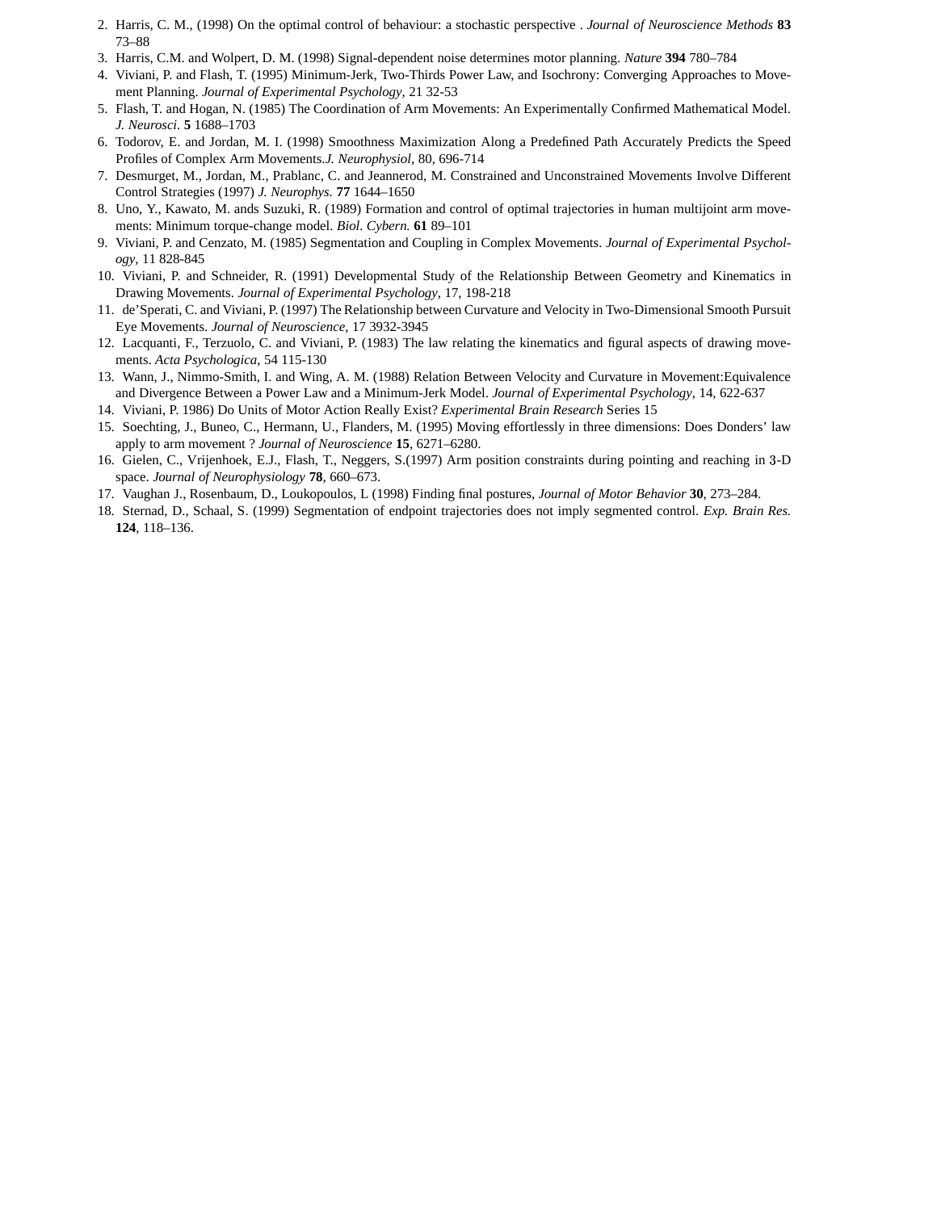2. Harris, C. M., (1998) On the optimal control of behaviour: a stochastic perspective . *Journal of Neuroscience Methods* **83** 73–88
3. Harris, C.M. and Wolpert, D. M. (1998) Signal-dependent noise determines motor planning. *Nature* **394** 780–784
4. Viviani, P. and Flash, T. (1995) Minimum-Jerk, Two-Thirds Power Law, and Isochrony: Converging Approaches to Movement Planning. *Journal of Experimental Psychology*, 21 32-53
5. Flash, T. and Hogan, N. (1985) The Coordination of Arm Movements: An Experimentally Confirmed Mathematical Model. *J. Neurosci.* **5** 1688–1703
6. Todorov, E. and Jordan, M. I. (1998) Smoothness Maximization Along a Predefined Path Accurately Predicts the Speed Profiles of Complex Arm Movements.*J. Neurophysiol*, 80, 696-714
7. Desmurget, M., Jordan, M., Prablanc, C. and Jeannerod, M. Constrained and Unconstrained Movements Involve Different Control Strategies (1997) *J. Neurophys.* **77** 1644–1650
8. Uno, Y., Kawato, M. ands Suzuki, R. (1989) Formation and control of optimal trajectories in human multijoint arm movements: Minimum torque-change model. *Biol. Cybern.* **61** 89–101
9. Viviani, P. and Cenzato, M. (1985) Segmentation and Coupling in Complex Movements. *Journal of Experimental Psychology*, 11 828-845
10. Viviani, P. and Schneider, R. (1991) Developmental Study of the Relationship Between Geometry and Kinematics in Drawing Movements. *Journal of Experimental Psychology*, 17, 198-218
11. de'Sperati, C. and Viviani, P. (1997) The Relationship between Curvature and Velocity in Two-Dimensional Smooth Pursuit Eye Movements. *Journal of Neuroscience*, 17 3932-3945
12. Lacquanti, F., Terzuolo, C. and Viviani, P. (1983) The law relating the kinematics and figural aspects of drawing movements. *Acta Psychologica*, 54 115-130
13. Wann, J., Nimmo-Smith, I. and Wing, A. M. (1988) Relation Between Velocity and Curvature in Movement:Equivalence and Divergence Between a Power Law and a Minimum-Jerk Model. *Journal of Experimental Psychology*, 14, 622-637
14. Viviani, P. 1986) Do Units of Motor Action Really Exist? *Experimental Brain Research* Series 15
15. Soechting, J., Buneo, C., Hermann, U., Flanders, M. (1995) Moving effortlessly in three dimensions: Does Donders' law apply to arm movement ? *Journal of Neuroscience* **15**, 6271–6280.
16. Gielen, C., Vrijenhoek, E.J., Flash, T., Neggers, S.(1997) Arm position constraints during pointing and reaching in 3-D space. *Journal of Neurophysiology* **78**, 660–673.
17. Vaughan J., Rosenbaum, D., Loukopoulos, L (1998) Finding final postures, *Journal of Motor Behavior* **30**, 273–284.
18. Sternad, D., Schaal, S. (1999) Segmentation of endpoint trajectories does not imply segmented control. *Exp. Brain Res.* **124**, 118–136.